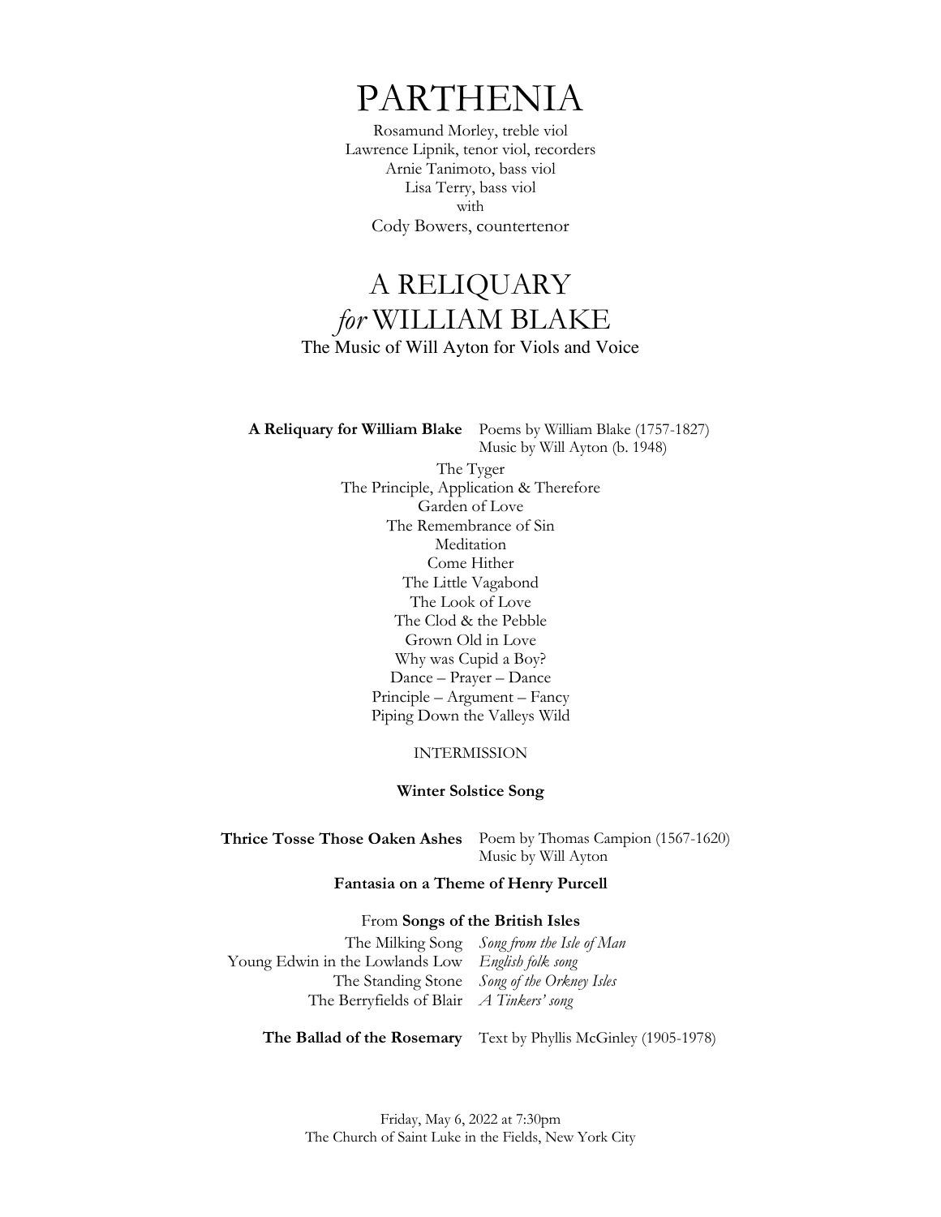# PARTHENIA

Rosamund Morley, treble viol
Lawrence Lipnik, tenor viol, recorders
Arnie Tanimoto, bass viol
Lisa Terry, bass viol
with
Cody Bowers, countertenor

## A RELIQUARY *for* WILLIAM BLAKE

The Music of Will Ayton for Viols and Voice

**A Reliquary for William Blake** Poems by William Blake (1757-1827)
Music by Will Ayton (b. 1948)

The Tyger
The Principle, Application & Therefore
Garden of Love
The Remembrance of Sin
Meditation
Come Hither
The Little Vagabond
The Look of Love
The Clod & the Pebble
Grown Old in Love
Why was Cupid a Boy?
Dance – Prayer – Dance
Principle – Argument – Fancy
Piping Down the Valleys Wild

INTERMISSION

**Winter Solstice Song**

**Thrice Tosse Those Oaken Ashes** Poem by Thomas Campion (1567-1620)
Music by Will Ayton

**Fantasia on a Theme of Henry Purcell**

From **Songs of the British Isles**

The Milking Song *Song from the Isle of Man*
Young Edwin in the Lowlands Low *English folk song*
The Standing Stone *Song of the Orkney Isles*
The Berryfields of Blair *A Tinkers' song*

**The Ballad of the Rosemary** Text by Phyllis McGinley (1905-1978)

Friday, May 6, 2022 at 7:30pm
The Church of Saint Luke in the Fields, New York City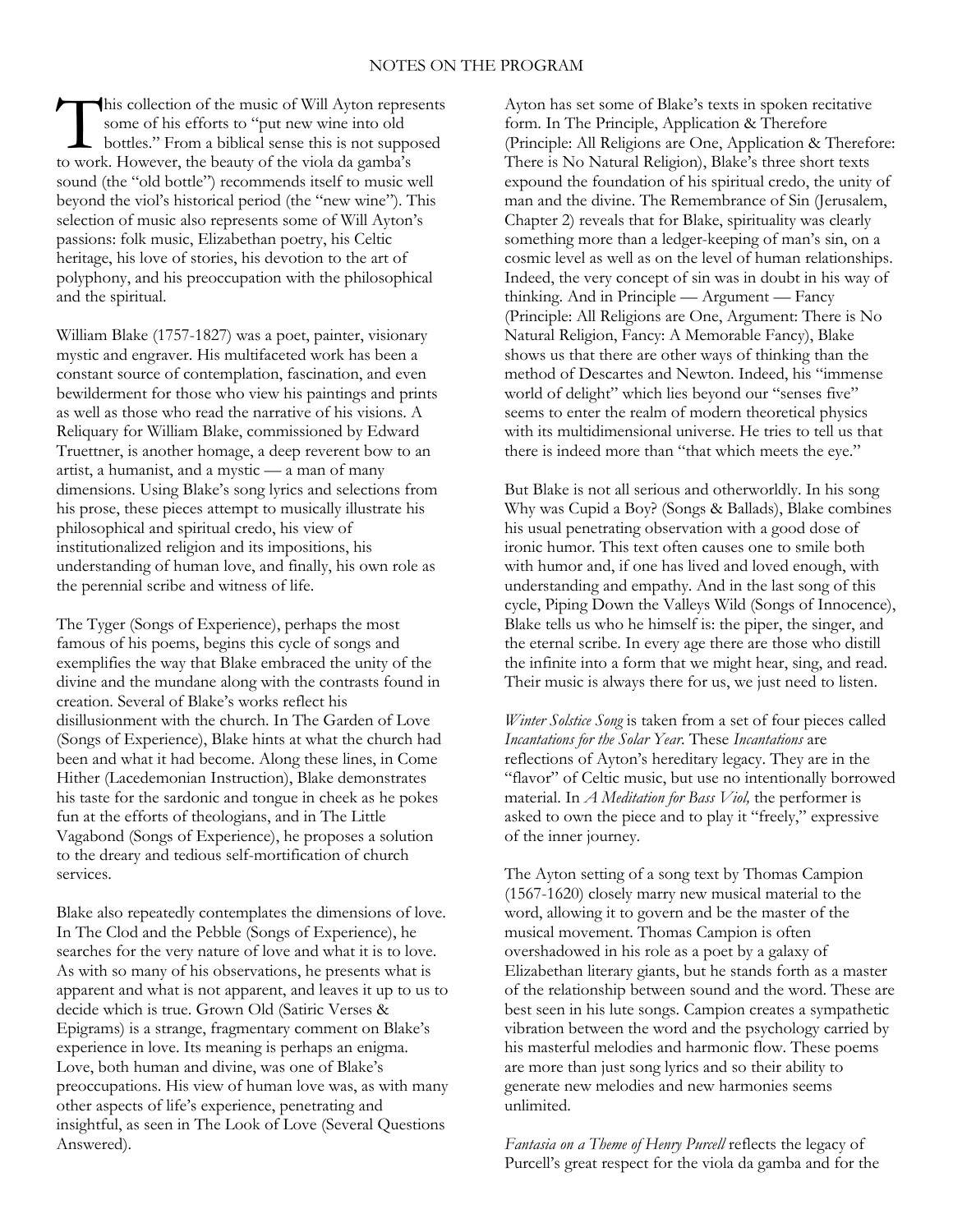## NOTES ON THE PROGRAM

This collection of the music of Will Ayton represents some of his efforts to "put new wine into old bottles." From a biblical sense this is not supposed to work. However, the beauty of the viola da gamba's sound (the "old bottle") recommends itself to music well beyond the viol's historical period (the "new wine"). This selection of music also represents some of Will Ayton's passions: folk music, Elizabethan poetry, his Celtic heritage, his love of stories, his devotion to the art of polyphony, and his preoccupation with the philosophical and the spiritual.

William Blake (1757-1827) was a poet, painter, visionary mystic and engraver. His multifaceted work has been a constant source of contemplation, fascination, and even bewilderment for those who view his paintings and prints as well as those who read the narrative of his visions. A Reliquary for William Blake, commissioned by Edward Truettner, is another homage, a deep reverent bow to an artist, a humanist, and a mystic — a man of many dimensions. Using Blake's song lyrics and selections from his prose, these pieces attempt to musically illustrate his philosophical and spiritual credo, his view of institutionalized religion and its impositions, his understanding of human love, and finally, his own role as the perennial scribe and witness of life.

The Tyger (Songs of Experience), perhaps the most famous of his poems, begins this cycle of songs and exemplifies the way that Blake embraced the unity of the divine and the mundane along with the contrasts found in creation. Several of Blake's works reflect his disillusionment with the church. In The Garden of Love (Songs of Experience), Blake hints at what the church had been and what it had become. Along these lines, in Come Hither (Lacedemonian Instruction), Blake demonstrates his taste for the sardonic and tongue in cheek as he pokes fun at the efforts of theologians, and in The Little Vagabond (Songs of Experience), he proposes a solution to the dreary and tedious self-mortification of church services.

Blake also repeatedly contemplates the dimensions of love. In The Clod and the Pebble (Songs of Experience), he searches for the very nature of love and what it is to love. As with so many of his observations, he presents what is apparent and what is not apparent, and leaves it up to us to decide which is true. Grown Old (Satiric Verses & Epigrams) is a strange, fragmentary comment on Blake's experience in love. Its meaning is perhaps an enigma. Love, both human and divine, was one of Blake's preoccupations. His view of human love was, as with many other aspects of life's experience, penetrating and insightful, as seen in The Look of Love (Several Questions Answered).

Ayton has set some of Blake's texts in spoken recitative form. In The Principle, Application & Therefore (Principle: All Religions are One, Application & Therefore: There is No Natural Religion), Blake's three short texts expound the foundation of his spiritual credo, the unity of man and the divine. The Remembrance of Sin (Jerusalem, Chapter 2) reveals that for Blake, spirituality was clearly something more than a ledger-keeping of man's sin, on a cosmic level as well as on the level of human relationships. Indeed, the very concept of sin was in doubt in his way of thinking. And in Principle — Argument — Fancy (Principle: All Religions are One, Argument: There is No Natural Religion, Fancy: A Memorable Fancy), Blake shows us that there are other ways of thinking than the method of Descartes and Newton. Indeed, his "immense world of delight" which lies beyond our "senses five" seems to enter the realm of modern theoretical physics with its multidimensional universe. He tries to tell us that there is indeed more than "that which meets the eye."

But Blake is not all serious and otherworldly. In his song Why was Cupid a Boy? (Songs & Ballads), Blake combines his usual penetrating observation with a good dose of ironic humor. This text often causes one to smile both with humor and, if one has lived and loved enough, with understanding and empathy. And in the last song of this cycle, Piping Down the Valleys Wild (Songs of Innocence), Blake tells us who he himself is: the piper, the singer, and the eternal scribe. In every age there are those who distill the infinite into a form that we might hear, sing, and read. Their music is always there for us, we just need to listen.

*Winter Solstice Song* is taken from a set of four pieces called *Incantations for the Solar Year.* These *Incantations* are reflections of Ayton's hereditary legacy. They are in the "flavor" of Celtic music, but use no intentionally borrowed material. In *A Meditation for Bass Viol,* the performer is asked to own the piece and to play it "freely," expressive of the inner journey.

The Ayton setting of a song text by Thomas Campion (1567-1620) closely marry new musical material to the word, allowing it to govern and be the master of the musical movement. Thomas Campion is often overshadowed in his role as a poet by a galaxy of Elizabethan literary giants, but he stands forth as a master of the relationship between sound and the word. These are best seen in his lute songs. Campion creates a sympathetic vibration between the word and the psychology carried by his masterful melodies and harmonic flow. These poems are more than just song lyrics and so their ability to generate new melodies and new harmonies seems unlimited.

*Fantasia on a Theme of Henry Purcell* reflects the legacy of Purcell's great respect for the viola da gamba and for the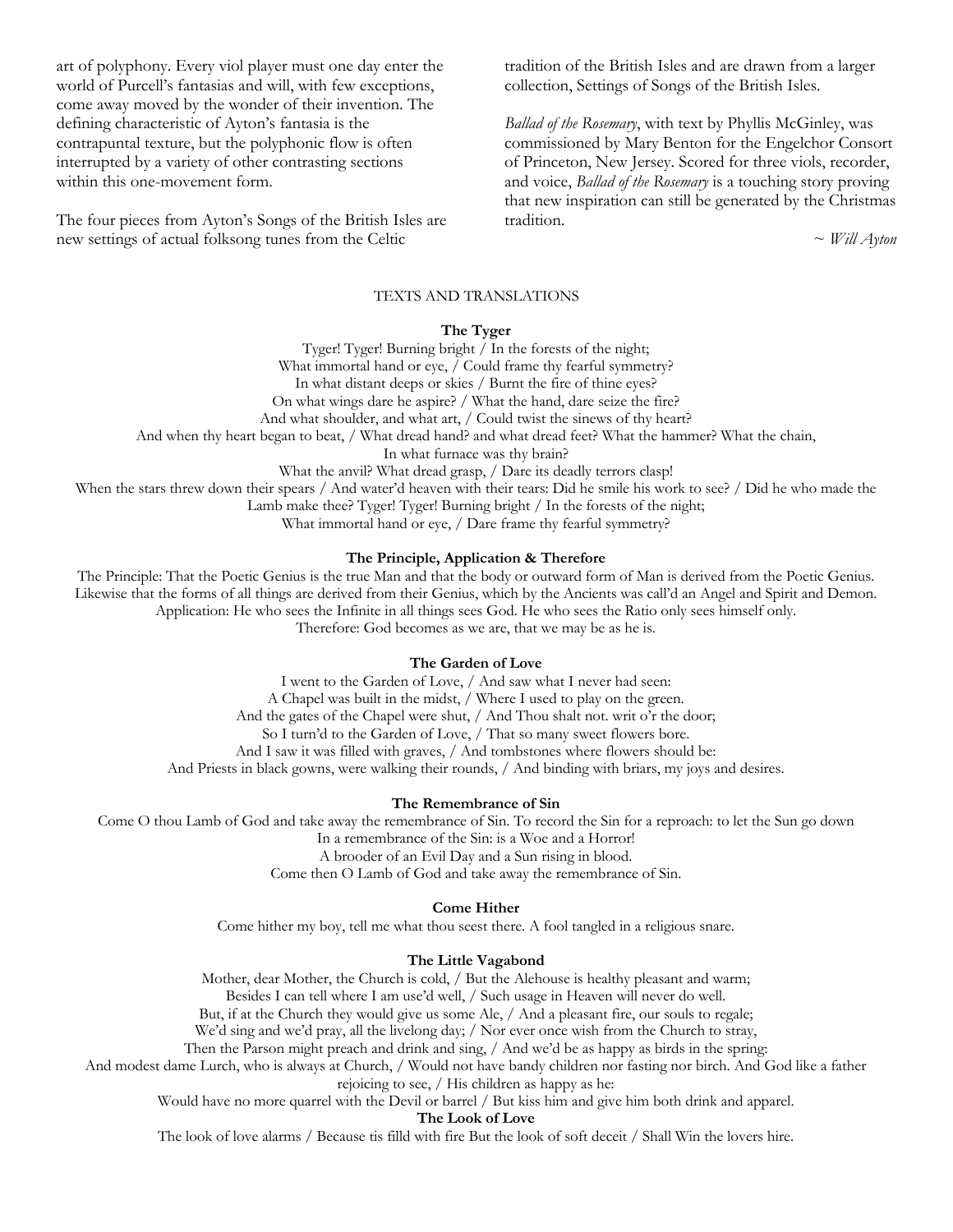art of polyphony. Every viol player must one day enter the world of Purcell's fantasias and will, with few exceptions, come away moved by the wonder of their invention. The defining characteristic of Ayton's fantasia is the contrapuntal texture, but the polyphonic flow is often interrupted by a variety of other contrasting sections within this one-movement form.

The four pieces from Ayton's Songs of the British Isles are new settings of actual folksong tunes from the Celtic tradition of the British Isles and are drawn from a larger collection, Settings of Songs of the British Isles.

*Ballad of the Rosemary*, with text by Phyllis McGinley, was commissioned by Mary Benton for the Engelchor Consort of Princeton, New Jersey. Scored for three viols, recorder, and voice, *Ballad of the Rosemary* is a touching story proving that new inspiration can still be generated by the Christmas tradition.

~ *Will Ayton*

## TEXTS AND TRANSLATIONS

### The Tyger

Tyger! Tyger! Burning bright / In the forests of the night;
What immortal hand or eye, / Could frame thy fearful symmetry?
In what distant deeps or skies / Burnt the fire of thine eyes?
On what wings dare he aspire? / What the hand, dare seize the fire?
And what shoulder, and what art, / Could twist the sinews of thy heart?
And when thy heart began to beat, / What dread hand? and what dread feet? What the hammer? What the chain,
In what furnace was thy brain?
What the anvil? What dread grasp, / Dare its deadly terrors clasp!
When the stars threw down their spears / And water'd heaven with their tears: Did he smile his work to see? / Did he who made the Lamb make thee? Tyger! Tyger! Burning bright / In the forests of the night;
What immortal hand or eye, / Dare frame thy fearful symmetry?

### The Principle, Application & Therefore

The Principle: That the Poetic Genius is the true Man and that the body or outward form of Man is derived from the Poetic Genius. Likewise that the forms of all things are derived from their Genius, which by the Ancients was call'd an Angel and Spirit and Demon.
Application: He who sees the Infinite in all things sees God. He who sees the Ratio only sees himself only.
Therefore: God becomes as we are, that we may be as he is.

### The Garden of Love

I went to the Garden of Love, / And saw what I never had seen:
A Chapel was built in the midst, / Where I used to play on the green.
And the gates of the Chapel were shut, / And Thou shalt not. writ o'r the door;
So I turn'd to the Garden of Love, / That so many sweet flowers bore.
And I saw it was filled with graves, / And tombstones where flowers should be:
And Priests in black gowns, were walking their rounds, / And binding with briars, my joys and desires.

### The Remembrance of Sin

Come O thou Lamb of God and take away the remembrance of Sin. To record the Sin for a reproach: to let the Sun go down
In a remembrance of the Sin: is a Woe and a Horror!
A brooder of an Evil Day and a Sun rising in blood.
Come then O Lamb of God and take away the remembrance of Sin.

### Come Hither

Come hither my boy, tell me what thou seest there. A fool tangled in a religious snare.

### The Little Vagabond

Mother, dear Mother, the Church is cold, / But the Alehouse is healthy pleasant and warm;
Besides I can tell where I am use'd well, / Such usage in Heaven will never do well.
But, if at the Church they would give us some Ale, / And a pleasant fire, our souls to regale;
We'd sing and we'd pray, all the livelong day; / Nor ever once wish from the Church to stray,
Then the Parson might preach and drink and sing, / And we'd be as happy as birds in the spring:
And modest dame Lurch, who is always at Church, / Would not have bandy children nor fasting nor birch. And God like a father rejoicing to see, / His children as happy as he:
Would have no more quarrel with the Devil or barrel / But kiss him and give him both drink and apparel.

### The Look of Love

The look of love alarms / Because tis filld with fire But the look of soft deceit / Shall Win the lovers hire.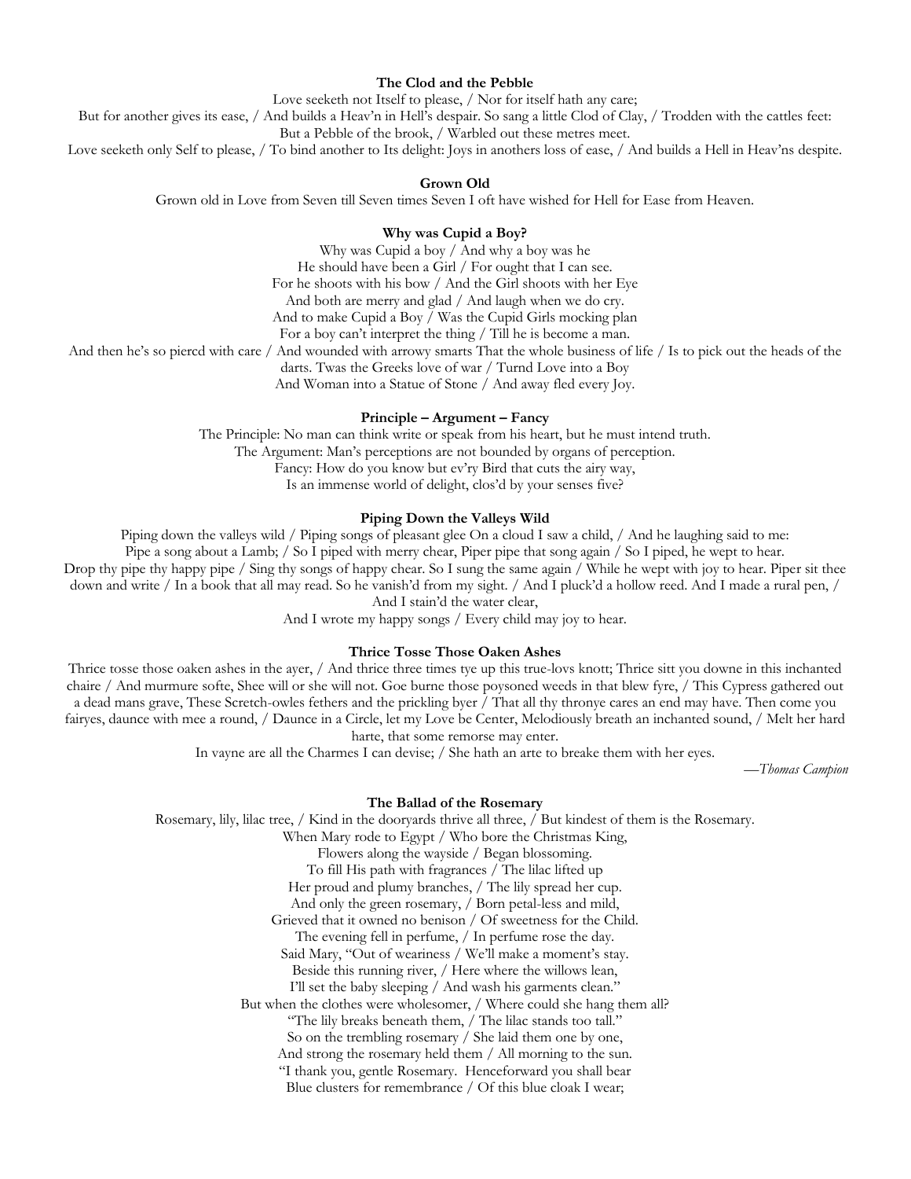**The Clod and the Pebble**

Love seeketh not Itself to please, / Nor for itself hath any care;
But for another gives its ease, / And builds a Heav'n in Hell's despair. So sang a little Clod of Clay, / Trodden with the cattles feet:
But a Pebble of the brook, / Warbled out these metres meet.
Love seeketh only Self to please, / To bind another to Its delight: Joys in anothers loss of ease, / And builds a Hell in Heav'ns despite.

**Grown Old**

Grown old in Love from Seven till Seven times Seven I oft have wished for Hell for Ease from Heaven.

**Why was Cupid a Boy?**

Why was Cupid a boy / And why a boy was he
He should have been a Girl / For ought that I can see.
For he shoots with his bow / And the Girl shoots with her Eye
And both are merry and glad / And laugh when we do cry.
And to make Cupid a Boy / Was the Cupid Girls mocking plan
For a boy can't interpret the thing / Till he is become a man.
And then he's so piercd with care / And wounded with arrowy smarts That the whole business of life / Is to pick out the heads of the darts. Twas the Greeks love of war / Turnd Love into a Boy
And Woman into a Statue of Stone / And away fled every Joy.

**Principle – Argument – Fancy**

The Principle: No man can think write or speak from his heart, but he must intend truth.
The Argument: Man's perceptions are not bounded by organs of perception.
Fancy: How do you know but ev'ry Bird that cuts the airy way,
Is an immense world of delight, clos'd by your senses five?

**Piping Down the Valleys Wild**

Piping down the valleys wild / Piping songs of pleasant glee On a cloud I saw a child, / And he laughing said to me:
Pipe a song about a Lamb; / So I piped with merry chear, Piper pipe that song again / So I piped, he wept to hear.
Drop thy pipe thy happy pipe / Sing thy songs of happy chear. So I sung the same again / While he wept with joy to hear. Piper sit thee down and write / In a book that all may read. So he vanish'd from my sight. / And I pluck'd a hollow reed. And I made a rural pen, / And I stain'd the water clear,
And I wrote my happy songs / Every child may joy to hear.

**Thrice Tosse Those Oaken Ashes**

Thrice tosse those oaken ashes in the ayer, / And thrice three times tye up this true-lovs knott; Thrice sitt you downe in this inchanted chaire / And murmure softe, Shee will or she will not. Goe burne those poysoned weeds in that blew fyre, / This Cypress gathered out a dead mans grave, These Scretch-owles fethers and the prickling byer / That all thy thronye cares an end may have. Then come you fairyes, daunce with mee a round, / Daunce in a Circle, let my Love be Center, Melodiously breath an inchanted sound, / Melt her hard harte, that some remorse may enter.
In vayne are all the Charmes I can devise; / She hath an arte to breake them with her eyes.

—*Thomas Campion*

**The Ballad of the Rosemary**

Rosemary, lily, lilac tree, / Kind in the dooryards thrive all three, / But kindest of them is the Rosemary.
When Mary rode to Egypt / Who bore the Christmas King,
Flowers along the wayside / Began blossoming.
To fill His path with fragrances / The lilac lifted up
Her proud and plumy branches, / The lily spread her cup.
And only the green rosemary, / Born petal-less and mild,
Grieved that it owned no benison / Of sweetness for the Child.
The evening fell in perfume, / In perfume rose the day.
Said Mary, "Out of weariness / We'll make a moment's stay.
Beside this running river, / Here where the willows lean,
I'll set the baby sleeping / And wash his garments clean."
But when the clothes were wholesomer, / Where could she hang them all?
"The lily breaks beneath them, / The lilac stands too tall."
So on the trembling rosemary / She laid them one by one,
And strong the rosemary held them / All morning to the sun.
"I thank you, gentle Rosemary. Henceforward you shall bear
Blue clusters for remembrance / Of this blue cloak I wear;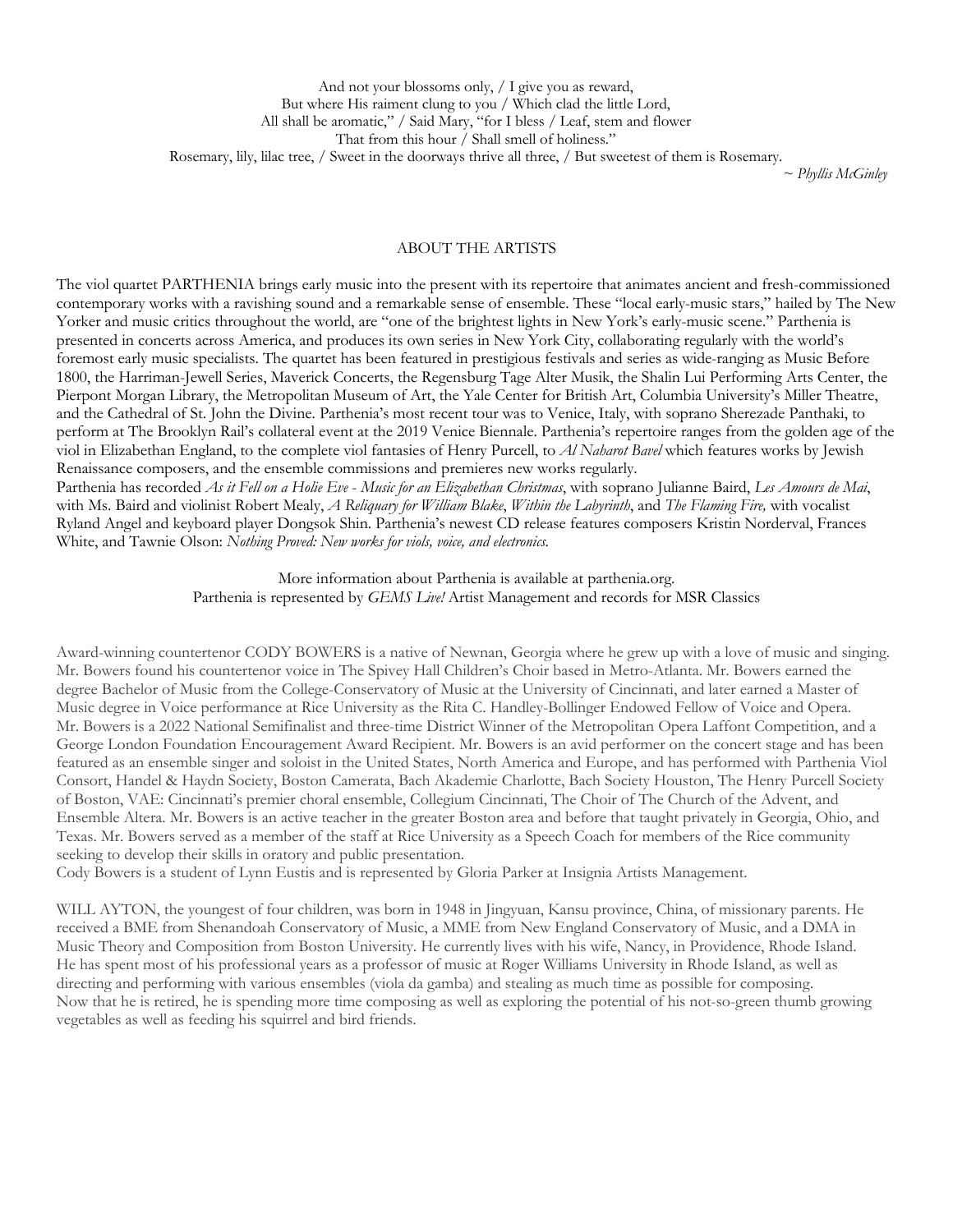And not your blossoms only, / I give you as reward,
But where His raiment clung to you / Which clad the little Lord,
All shall be aromatic," / Said Mary, "for I bless / Leaf, stem and flower
That from this hour / Shall smell of holiness."
Rosemary, lily, lilac tree, / Sweet in the doorways thrive all three, / But sweetest of them is Rosemary.

~ *Phyllis McGinley*

## ABOUT THE ARTISTS

The viol quartet PARTHENIA brings early music into the present with its repertoire that animates ancient and fresh-commissioned contemporary works with a ravishing sound and a remarkable sense of ensemble. These "local early-music stars," hailed by The New Yorker and music critics throughout the world, are "one of the brightest lights in New York's early-music scene." Parthenia is presented in concerts across America, and produces its own series in New York City, collaborating regularly with the world's foremost early music specialists. The quartet has been featured in prestigious festivals and series as wide-ranging as Music Before 1800, the Harriman-Jewell Series, Maverick Concerts, the Regensburg Tage Alter Musik, the Shalin Lui Performing Arts Center, the Pierpont Morgan Library, the Metropolitan Museum of Art, the Yale Center for British Art, Columbia University's Miller Theatre, and the Cathedral of St. John the Divine. Parthenia's most recent tour was to Venice, Italy, with soprano Sherezade Panthaki, to perform at The Brooklyn Rail's collateral event at the 2019 Venice Biennale. Parthenia's repertoire ranges from the golden age of the viol in Elizabethan England, to the complete viol fantasies of Henry Purcell, to *Al Naharot Bavel* which features works by Jewish Renaissance composers, and the ensemble commissions and premieres new works regularly.

Parthenia has recorded *As it Fell on a Holie Eve - Music for an Elizabethan Christmas*, with soprano Julianne Baird, *Les Amours de Mai*, with Ms. Baird and violinist Robert Mealy, *A Reliquary for William Blake*, *Within the Labyrinth*, and *The Flaming Fire,* with vocalist Ryland Angel and keyboard player Dongsok Shin. Parthenia's newest CD release features composers Kristin Norderval, Frances White, and Tawnie Olson: *Nothing Proved: New works for viols, voice, and electronics.*

More information about Parthenia is available at parthenia.org.
Parthenia is represented by *GEMS Live!* Artist Management and records for MSR Classics

Award-winning countertenor CODY BOWERS is a native of Newnan, Georgia where he grew up with a love of music and singing. Mr. Bowers found his countertenor voice in The Spivey Hall Children's Choir based in Metro-Atlanta. Mr. Bowers earned the degree Bachelor of Music from the College-Conservatory of Music at the University of Cincinnati, and later earned a Master of Music degree in Voice performance at Rice University as the Rita C. Handley-Bollinger Endowed Fellow of Voice and Opera. Mr. Bowers is a 2022 National Semifinalist and three-time District Winner of the Metropolitan Opera Laffont Competition, and a George London Foundation Encouragement Award Recipient. Mr. Bowers is an avid performer on the concert stage and has been featured as an ensemble singer and soloist in the United States, North America and Europe, and has performed with Parthenia Viol Consort, Handel & Haydn Society, Boston Camerata, Bach Akademie Charlotte, Bach Society Houston, The Henry Purcell Society of Boston, VAE: Cincinnati's premier choral ensemble, Collegium Cincinnati, The Choir of The Church of the Advent, and Ensemble Altera. Mr. Bowers is an active teacher in the greater Boston area and before that taught privately in Georgia, Ohio, and Texas. Mr. Bowers served as a member of the staff at Rice University as a Speech Coach for members of the Rice community seeking to develop their skills in oratory and public presentation.

Cody Bowers is a student of Lynn Eustis and is represented by Gloria Parker at Insignia Artists Management.

WILL AYTON, the youngest of four children, was born in 1948 in Jingyuan, Kansu province, China, of missionary parents. He received a BME from Shenandoah Conservatory of Music, a MME from New England Conservatory of Music, and a DMA in Music Theory and Composition from Boston University. He currently lives with his wife, Nancy, in Providence, Rhode Island. He has spent most of his professional years as a professor of music at Roger Williams University in Rhode Island, as well as directing and performing with various ensembles (viola da gamba) and stealing as much time as possible for composing.
Now that he is retired, he is spending more time composing as well as exploring the potential of his not-so-green thumb growing vegetables as well as feeding his squirrel and bird friends.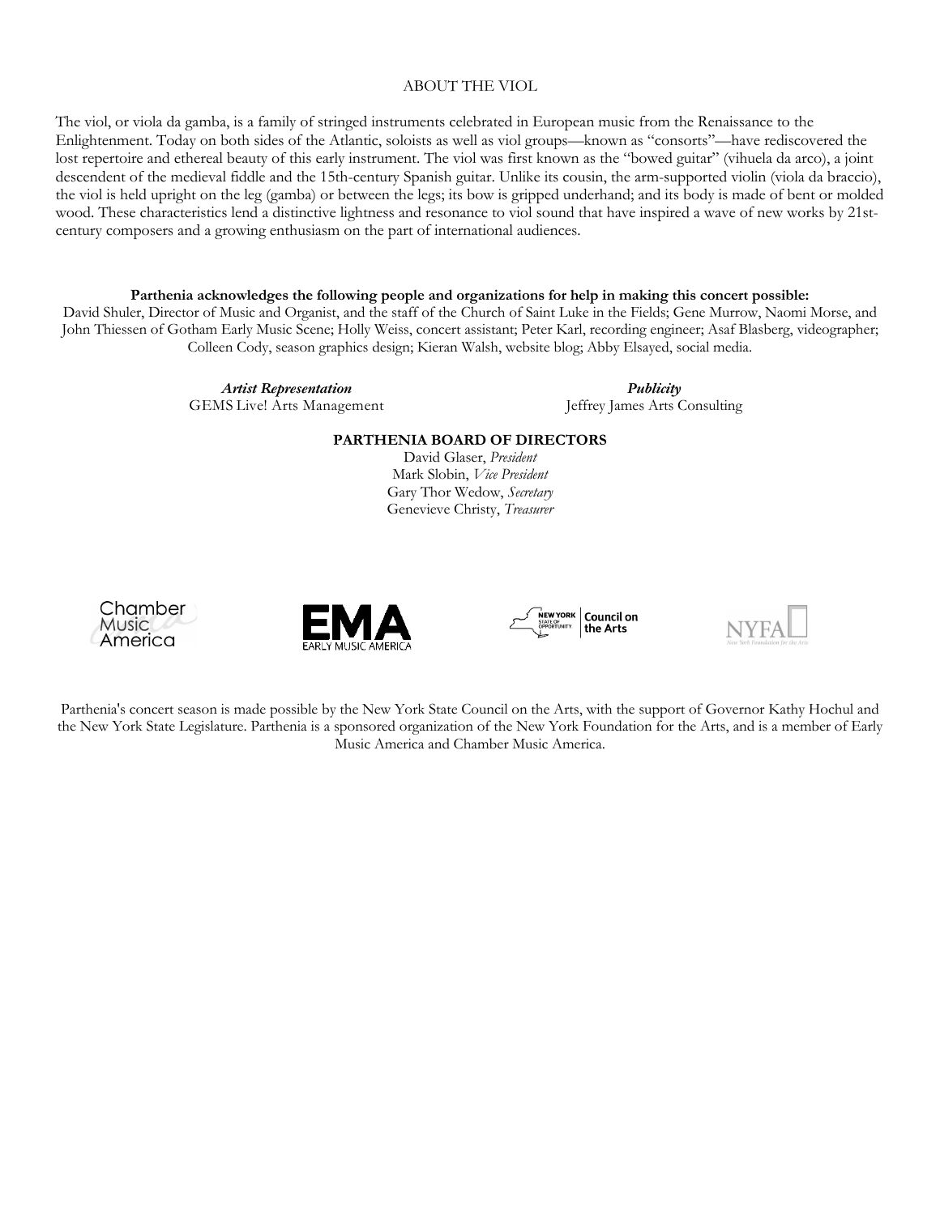## ABOUT THE VIOL

The viol, or viola da gamba, is a family of stringed instruments celebrated in European music from the Renaissance to the Enlightenment. Today on both sides of the Atlantic, soloists as well as viol groups—known as "consorts"—have rediscovered the lost repertoire and ethereal beauty of this early instrument. The viol was first known as the "bowed guitar" (vihuela da arco), a joint descendent of the medieval fiddle and the 15th-century Spanish guitar. Unlike its cousin, the arm-supported violin (viola da braccio), the viol is held upright on the leg (gamba) or between the legs; its bow is gripped underhand; and its body is made of bent or molded wood. These characteristics lend a distinctive lightness and resonance to viol sound that have inspired a wave of new works by 21st-century composers and a growing enthusiasm on the part of international audiences.

**Parthenia acknowledges the following people and organizations for help in making this concert possible:**
David Shuler, Director of Music and Organist, and the staff of the Church of Saint Luke in the Fields; Gene Murrow, Naomi Morse, and John Thiessen of Gotham Early Music Scene; Holly Weiss, concert assistant; Peter Karl, recording engineer; Asaf Blasberg, videographer; Colleen Cody, season graphics design; Kieran Walsh, website blog; Abby Elsayed, social media.

***Artist Representation***
GEMS Live! Arts Management

***Publicity***
Jeffrey James Arts Consulting

**PARTHENIA BOARD OF DIRECTORS**

David Glaser, *President*
Mark Slobin, *Vice President*
Gary Thor Wedow, *Secretary*
Genevieve Christy, *Treasurer*

Chamber Music America | EMA EARLY MUSIC AMERICA | NEW YORK STATE OF OPPORTUNITY. Council on the Arts | NYFA New York Foundation for the Arts

Parthenia's concert season is made possible by the New York State Council on the Arts, with the support of Governor Kathy Hochul and the New York State Legislature. Parthenia is a sponsored organization of the New York Foundation for the Arts, and is a member of Early Music America and Chamber Music America.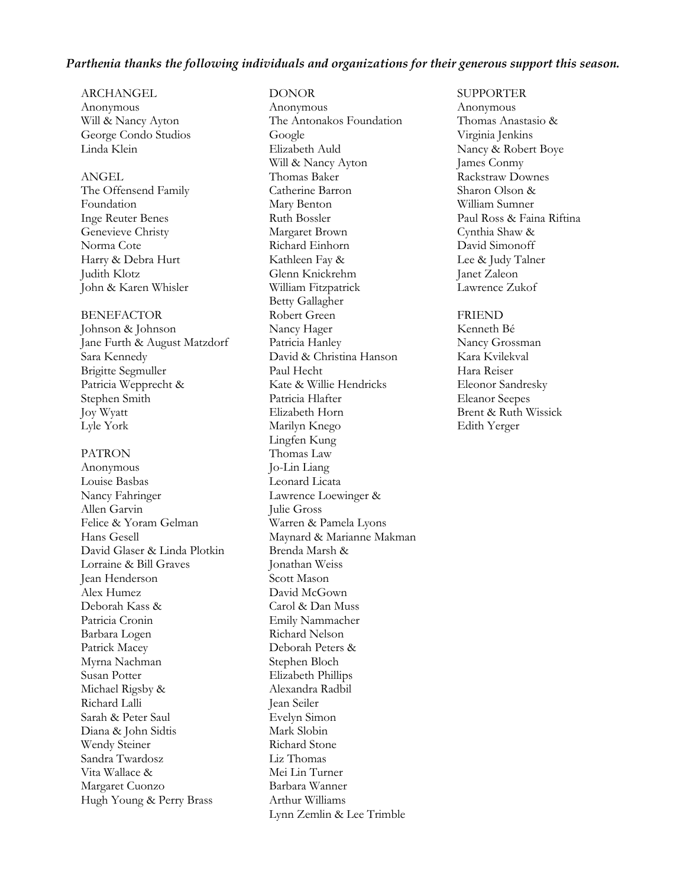***Parthenia thanks the following individuals and organizations for their generous support this season.***

ARCHANGEL
Anonymous
Will & Nancy Ayton
George Condo Studios
Linda Klein

ANGEL
The Offensend Family Foundation
Inge Reuter Benes
Genevieve Christy
Norma Cote
Harry & Debra Hurt
Judith Klotz
John & Karen Whisler

BENEFACTOR
Johnson & Johnson
Jane Furth & August Matzdorf
Sara Kennedy
Brigitte Segmuller
Patricia Wepprecht & Stephen Smith
Joy Wyatt
Lyle York

PATRON
Anonymous
Louise Basbas
Nancy Fahringer
Allen Garvin
Felice & Yoram Gelman
Hans Gesell
David Glaser & Linda Plotkin
Lorraine & Bill Graves
Jean Henderson
Alex Humez
Deborah Kass & Patricia Cronin
Barbara Logen
Patrick Macey
Myrna Nachman
Susan Potter
Michael Rigsby & Richard Lalli
Sarah & Peter Saul
Diana & John Sidtis
Wendy Steiner
Sandra Twardosz
Vita Wallace & Margaret Cuonzo
Hugh Young & Perry Brass

DONOR
Anonymous
The Antonakos Foundation
Google
Elizabeth Auld
Will & Nancy Ayton
Thomas Baker
Catherine Barron
Mary Benton
Ruth Bossler
Margaret Brown
Richard Einhorn
Kathleen Fay & Glenn Knickrehm
William Fitzpatrick
Betty Gallagher
Robert Green
Nancy Hager
Patricia Hanley
David & Christina Hanson
Paul Hecht
Kate & Willie Hendricks
Patricia Hlafter
Elizabeth Horn
Marilyn Knego
Lingfen Kung
Thomas Law
Jo-Lin Liang
Leonard Licata
Lawrence Loewinger & Julie Gross
Warren & Pamela Lyons
Maynard & Marianne Makman
Brenda Marsh & Jonathan Weiss
Scott Mason
David McGown
Carol & Dan Muss
Emily Nammacher
Richard Nelson
Deborah Peters & Stephen Bloch
Elizabeth Phillips
Alexandra Radbil
Jean Seiler
Evelyn Simon
Mark Slobin
Richard Stone
Liz Thomas
Mei Lin Turner
Barbara Wanner
Arthur Williams
Lynn Zemlin & Lee Trimble

SUPPORTER
Anonymous
Thomas Anastasio & Virginia Jenkins
Nancy & Robert Boye
James Conmy
Rackstraw Downes
Sharon Olson & William Sumner
Paul Ross & Faina Riftina
Cynthia Shaw & David Simonoff
Lee & Judy Talner
Janet Zaleon
Lawrence Zukof

FRIEND
Kenneth Bé
Nancy Grossman
Kara Kvilekval
Hara Reiser
Eleonor Sandresky
Eleanor Seepes
Brent & Ruth Wissick
Edith Yerger